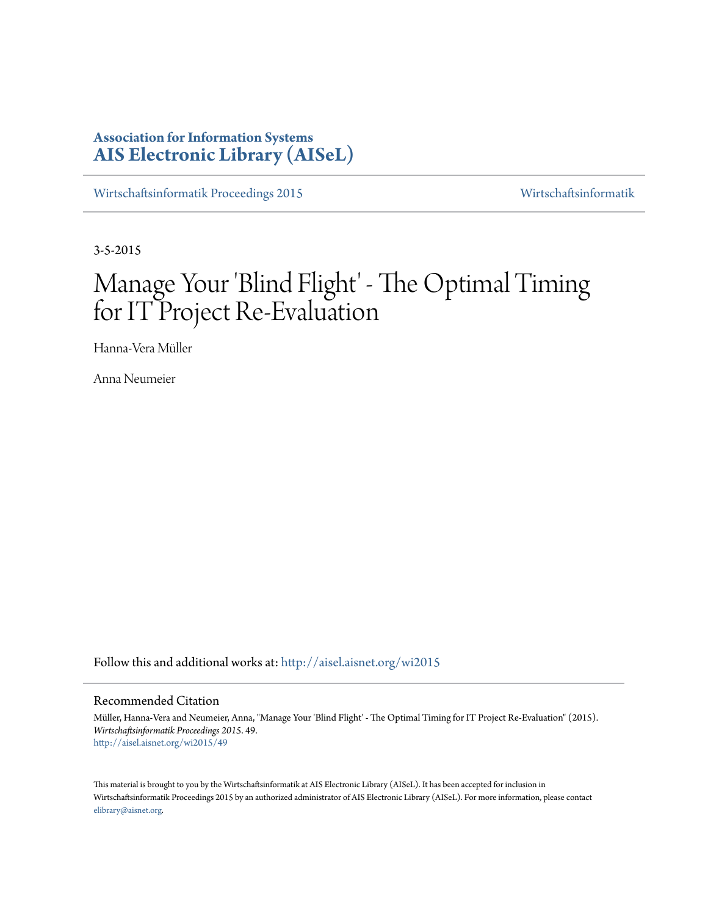**Association for Information Systems**
**AIS Electronic Library (AISeL)**

Wirtschaftsinformatik Proceedings 2015 | Wirtschaftsinformatik

3-5-2015

# Manage Your 'Blind Flight' - The Optimal Timing for IT Project Re-Evaluation

Hanna-Vera Müller

Anna Neumeier

Follow this and additional works at: http://aisel.aisnet.org/wi2015

## Recommended Citation

Müller, Hanna-Vera and Neumeier, Anna, "Manage Your 'Blind Flight' - The Optimal Timing for IT Project Re-Evaluation" (2015). *Wirtschaftsinformatik Proceedings 2015*. 49.
http://aisel.aisnet.org/wi2015/49

This material is brought to you by the Wirtschaftsinformatik at AIS Electronic Library (AISeL). It has been accepted for inclusion in Wirtschaftsinformatik Proceedings 2015 by an authorized administrator of AIS Electronic Library (AISeL). For more information, please contact elibrary@aisnet.org.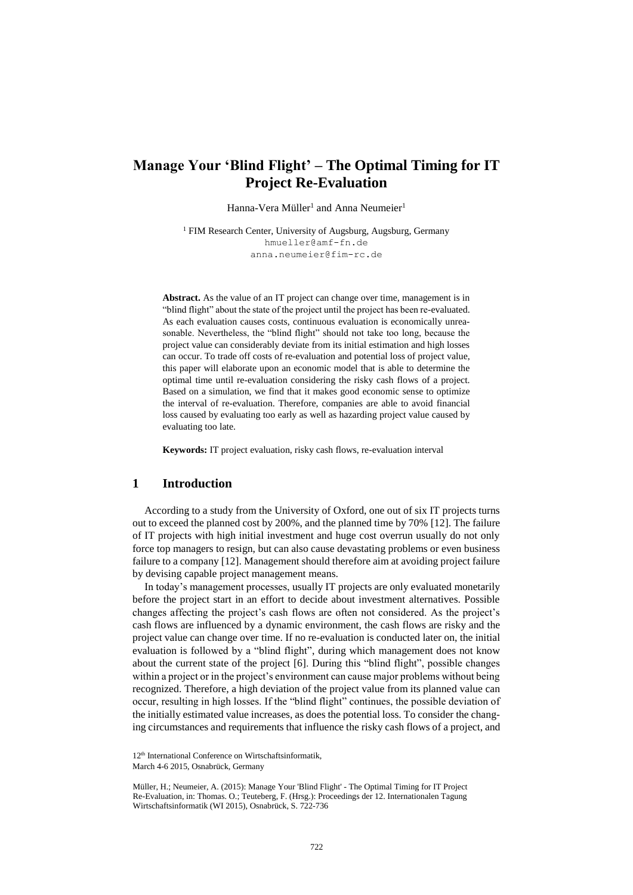# Manage Your 'Blind Flight' – The Optimal Timing for IT Project Re-Evaluation

Hanna-Vera Müller[1] and Anna Neumeier[1]

[1] FIM Research Center, University of Augsburg, Augsburg, Germany
hmueller@amf-fn.de
anna.neumeier@fim-rc.de

**Abstract.** As the value of an IT project can change over time, management is in "blind flight" about the state of the project until the project has been re-evaluated. As each evaluation causes costs, continuous evaluation is economically unreasonable. Nevertheless, the "blind flight" should not take too long, because the project value can considerably deviate from its initial estimation and high losses can occur. To trade off costs of re-evaluation and potential loss of project value, this paper will elaborate upon an economic model that is able to determine the optimal time until re-evaluation considering the risky cash flows of a project. Based on a simulation, we find that it makes good economic sense to optimize the interval of re-evaluation. Therefore, companies are able to avoid financial loss caused by evaluating too early as well as hazarding project value caused by evaluating too late.

**Keywords:** IT project evaluation, risky cash flows, re-evaluation interval

## 1 Introduction

According to a study from the University of Oxford, one out of six IT projects turns out to exceed the planned cost by 200%, and the planned time by 70% [12]. The failure of IT projects with high initial investment and huge cost overrun usually do not only force top managers to resign, but can also cause devastating problems or even business failure to a company [12]. Management should therefore aim at avoiding project failure by devising capable project management means.

In today's management processes, usually IT projects are only evaluated monetarily before the project start in an effort to decide about investment alternatives. Possible changes affecting the project's cash flows are often not considered. As the project's cash flows are influenced by a dynamic environment, the cash flows are risky and the project value can change over time. If no re-evaluation is conducted later on, the initial evaluation is followed by a "blind flight", during which management does not know about the current state of the project [6]. During this "blind flight", possible changes within a project or in the project's environment can cause major problems without being recognized. Therefore, a high deviation of the project value from its planned value can occur, resulting in high losses. If the "blind flight" continues, the possible deviation of the initially estimated value increases, as does the potential loss. To consider the changing circumstances and requirements that influence the risky cash flows of a project, and

12th International Conference on Wirtschaftsinformatik,
March 4-6 2015, Osnabrück, Germany

Müller, H.; Neumeier, A. (2015): Manage Your 'Blind Flight' - The Optimal Timing for IT Project Re-Evaluation, in: Thomas. O.; Teuteberg, F. (Hrsg.): Proceedings der 12. Internationalen Tagung Wirtschaftsinformatik (WI 2015), Osnabrück, S. 722-736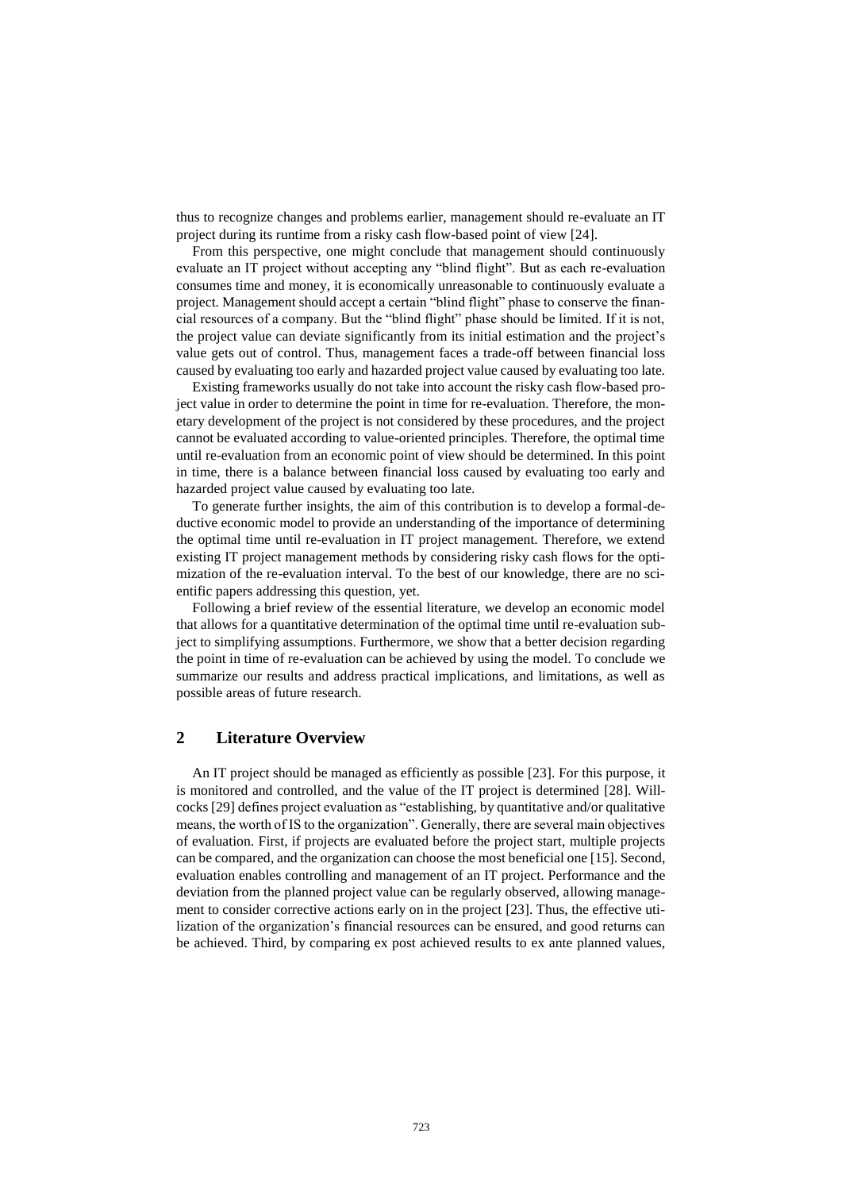thus to recognize changes and problems earlier, management should re-evaluate an IT project during its runtime from a risky cash flow-based point of view [24].

From this perspective, one might conclude that management should continuously evaluate an IT project without accepting any "blind flight". But as each re-evaluation consumes time and money, it is economically unreasonable to continuously evaluate a project. Management should accept a certain "blind flight" phase to conserve the financial resources of a company. But the "blind flight" phase should be limited. If it is not, the project value can deviate significantly from its initial estimation and the project's value gets out of control. Thus, management faces a trade-off between financial loss caused by evaluating too early and hazarded project value caused by evaluating too late.

Existing frameworks usually do not take into account the risky cash flow-based project value in order to determine the point in time for re-evaluation. Therefore, the monetary development of the project is not considered by these procedures, and the project cannot be evaluated according to value-oriented principles. Therefore, the optimal time until re-evaluation from an economic point of view should be determined. In this point in time, there is a balance between financial loss caused by evaluating too early and hazarded project value caused by evaluating too late.

To generate further insights, the aim of this contribution is to develop a formal-deductive economic model to provide an understanding of the importance of determining the optimal time until re-evaluation in IT project management. Therefore, we extend existing IT project management methods by considering risky cash flows for the optimization of the re-evaluation interval. To the best of our knowledge, there are no scientific papers addressing this question, yet.

Following a brief review of the essential literature, we develop an economic model that allows for a quantitative determination of the optimal time until re-evaluation subject to simplifying assumptions. Furthermore, we show that a better decision regarding the point in time of re-evaluation can be achieved by using the model. To conclude we summarize our results and address practical implications, and limitations, as well as possible areas of future research.

## 2 Literature Overview

An IT project should be managed as efficiently as possible [23]. For this purpose, it is monitored and controlled, and the value of the IT project is determined [28]. Willcocks [29] defines project evaluation as "establishing, by quantitative and/or qualitative means, the worth of IS to the organization". Generally, there are several main objectives of evaluation. First, if projects are evaluated before the project start, multiple projects can be compared, and the organization can choose the most beneficial one [15]. Second, evaluation enables controlling and management of an IT project. Performance and the deviation from the planned project value can be regularly observed, allowing management to consider corrective actions early on in the project [23]. Thus, the effective utilization of the organization's financial resources can be ensured, and good returns can be achieved. Third, by comparing ex post achieved results to ex ante planned values,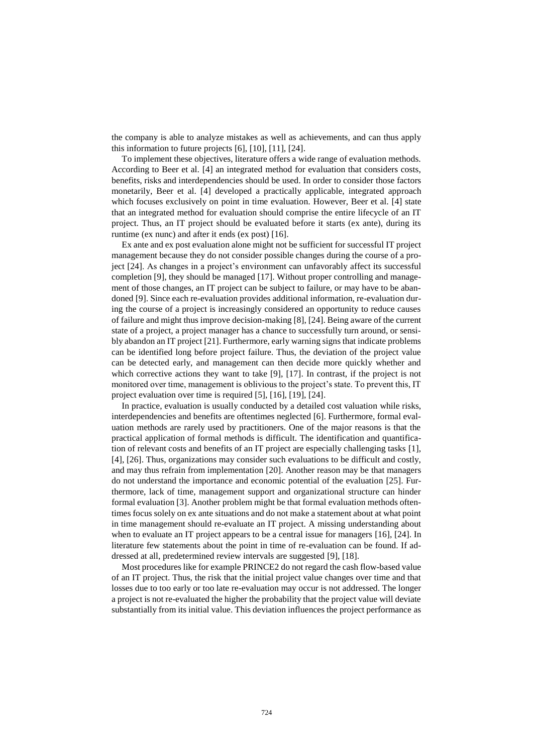the company is able to analyze mistakes as well as achievements, and can thus apply this information to future projects [6], [10], [11], [24].

To implement these objectives, literature offers a wide range of evaluation methods. According to Beer et al. [4] an integrated method for evaluation that considers costs, benefits, risks and interdependencies should be used. In order to consider those factors monetarily, Beer et al. [4] developed a practically applicable, integrated approach which focuses exclusively on point in time evaluation. However, Beer et al. [4] state that an integrated method for evaluation should comprise the entire lifecycle of an IT project. Thus, an IT project should be evaluated before it starts (ex ante), during its runtime (ex nunc) and after it ends (ex post) [16].

Ex ante and ex post evaluation alone might not be sufficient for successful IT project management because they do not consider possible changes during the course of a project [24]. As changes in a project's environment can unfavorably affect its successful completion [9], they should be managed [17]. Without proper controlling and management of those changes, an IT project can be subject to failure, or may have to be abandoned [9]. Since each re-evaluation provides additional information, re-evaluation during the course of a project is increasingly considered an opportunity to reduce causes of failure and might thus improve decision-making [8], [24]. Being aware of the current state of a project, a project manager has a chance to successfully turn around, or sensibly abandon an IT project [21]. Furthermore, early warning signs that indicate problems can be identified long before project failure. Thus, the deviation of the project value can be detected early, and management can then decide more quickly whether and which corrective actions they want to take [9], [17]. In contrast, if the project is not monitored over time, management is oblivious to the project's state. To prevent this, IT project evaluation over time is required [5], [16], [19], [24].

In practice, evaluation is usually conducted by a detailed cost valuation while risks, interdependencies and benefits are oftentimes neglected [6]. Furthermore, formal evaluation methods are rarely used by practitioners. One of the major reasons is that the practical application of formal methods is difficult. The identification and quantification of relevant costs and benefits of an IT project are especially challenging tasks [1], [4], [26]. Thus, organizations may consider such evaluations to be difficult and costly, and may thus refrain from implementation [20]. Another reason may be that managers do not understand the importance and economic potential of the evaluation [25]. Furthermore, lack of time, management support and organizational structure can hinder formal evaluation [3]. Another problem might be that formal evaluation methods oftentimes focus solely on ex ante situations and do not make a statement about at what point in time management should re-evaluate an IT project. A missing understanding about when to evaluate an IT project appears to be a central issue for managers [16], [24]. In literature few statements about the point in time of re-evaluation can be found. If addressed at all, predetermined review intervals are suggested [9], [18].

Most procedures like for example PRINCE2 do not regard the cash flow-based value of an IT project. Thus, the risk that the initial project value changes over time and that losses due to too early or too late re-evaluation may occur is not addressed. The longer a project is not re-evaluated the higher the probability that the project value will deviate substantially from its initial value. This deviation influences the project performance as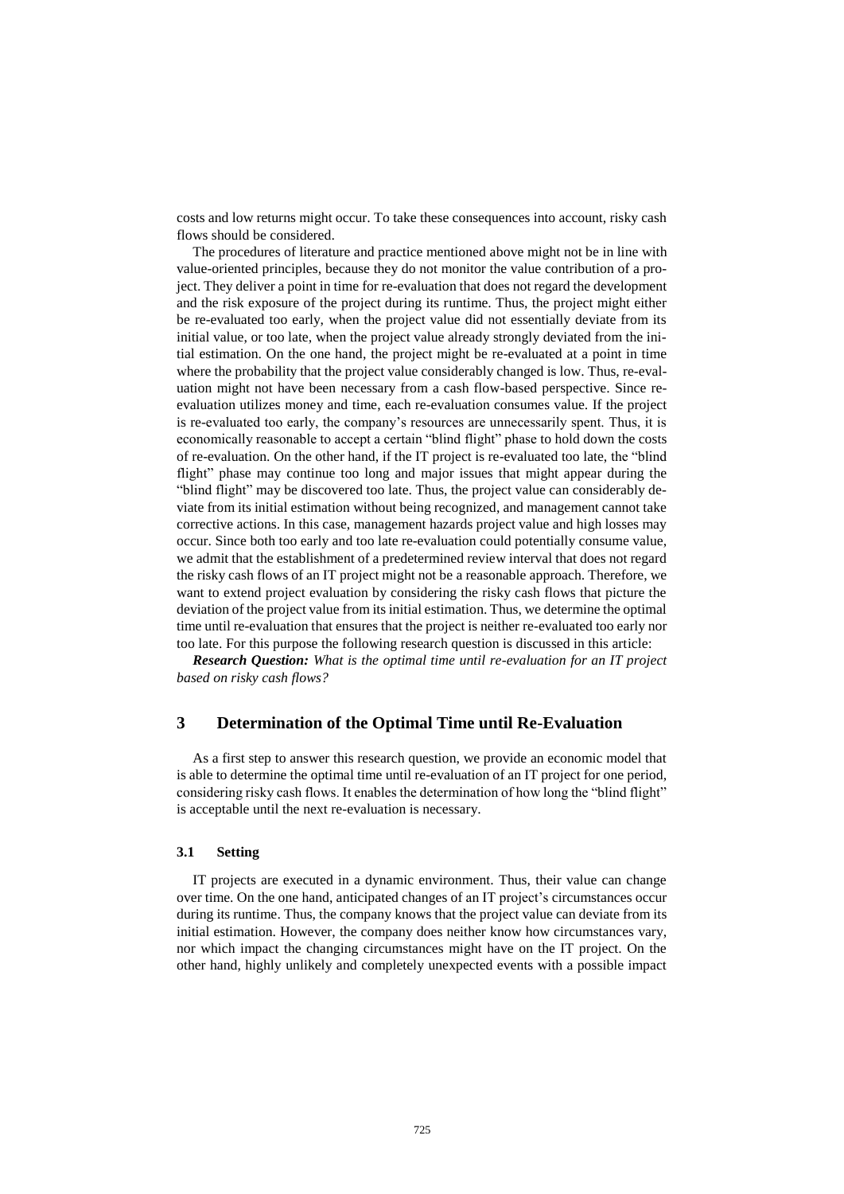costs and low returns might occur. To take these consequences into account, risky cash flows should be considered.

The procedures of literature and practice mentioned above might not be in line with value-oriented principles, because they do not monitor the value contribution of a project. They deliver a point in time for re-evaluation that does not regard the development and the risk exposure of the project during its runtime. Thus, the project might either be re-evaluated too early, when the project value did not essentially deviate from its initial value, or too late, when the project value already strongly deviated from the initial estimation. On the one hand, the project might be re-evaluated at a point in time where the probability that the project value considerably changed is low. Thus, re-evaluation might not have been necessary from a cash flow-based perspective. Since re-evaluation utilizes money and time, each re-evaluation consumes value. If the project is re-evaluated too early, the company's resources are unnecessarily spent. Thus, it is economically reasonable to accept a certain "blind flight" phase to hold down the costs of re-evaluation. On the other hand, if the IT project is re-evaluated too late, the "blind flight" phase may continue too long and major issues that might appear during the "blind flight" may be discovered too late. Thus, the project value can considerably deviate from its initial estimation without being recognized, and management cannot take corrective actions. In this case, management hazards project value and high losses may occur. Since both too early and too late re-evaluation could potentially consume value, we admit that the establishment of a predetermined review interval that does not regard the risky cash flows of an IT project might not be a reasonable approach. Therefore, we want to extend project evaluation by considering the risky cash flows that picture the deviation of the project value from its initial estimation. Thus, we determine the optimal time until re-evaluation that ensures that the project is neither re-evaluated too early nor too late. For this purpose the following research question is discussed in this article:

***Research Question:*** *What is the optimal time until re-evaluation for an IT project based on risky cash flows?*

## 3 Determination of the Optimal Time until Re-Evaluation

As a first step to answer this research question, we provide an economic model that is able to determine the optimal time until re-evaluation of an IT project for one period, considering risky cash flows. It enables the determination of how long the "blind flight" is acceptable until the next re-evaluation is necessary.

### 3.1 Setting

IT projects are executed in a dynamic environment. Thus, their value can change over time. On the one hand, anticipated changes of an IT project's circumstances occur during its runtime. Thus, the company knows that the project value can deviate from its initial estimation. However, the company does neither know how circumstances vary, nor which impact the changing circumstances might have on the IT project. On the other hand, highly unlikely and completely unexpected events with a possible impact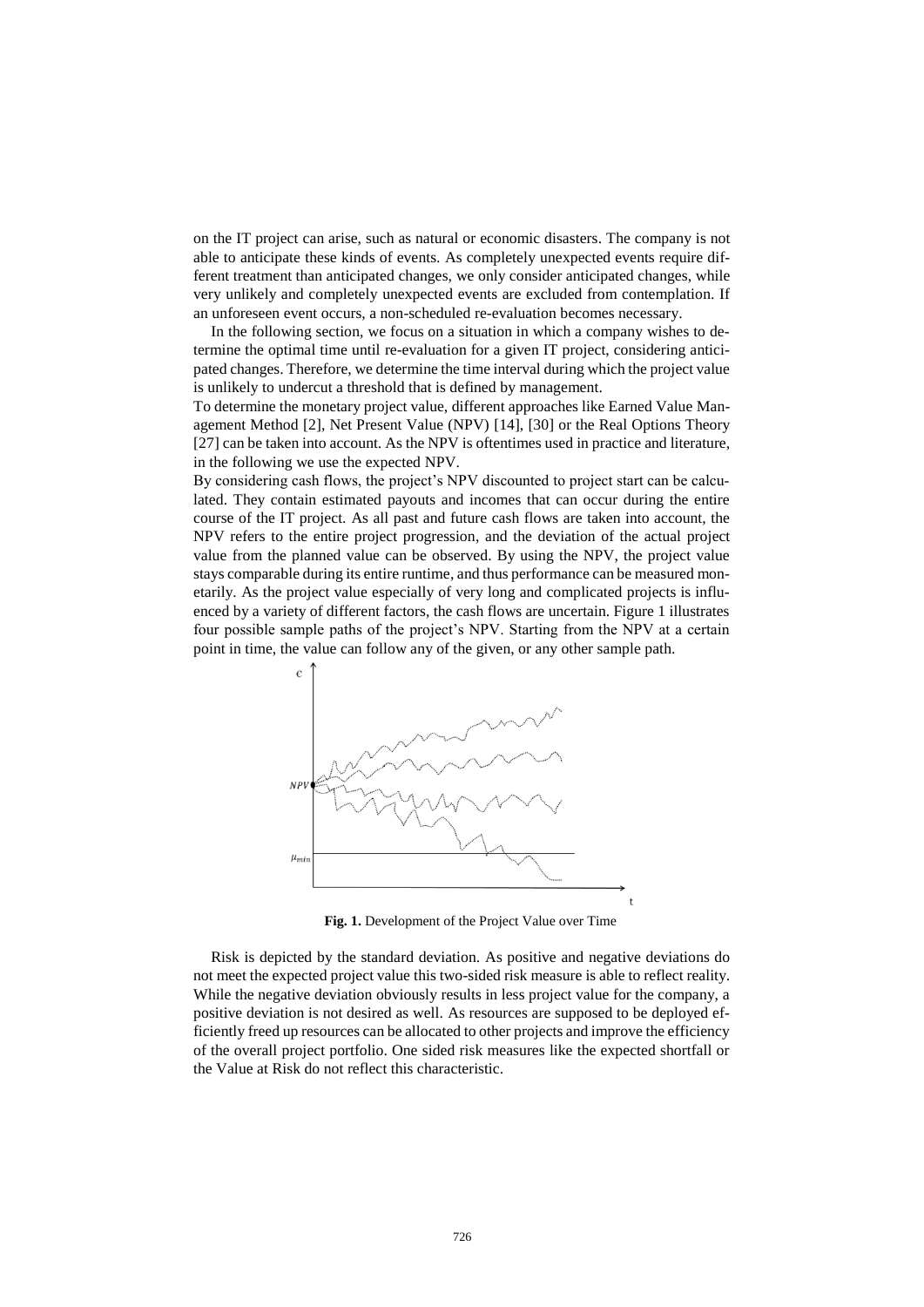on the IT project can arise, such as natural or economic disasters. The company is not able to anticipate these kinds of events. As completely unexpected events require different treatment than anticipated changes, we only consider anticipated changes, while very unlikely and completely unexpected events are excluded from contemplation. If an unforeseen event occurs, a non-scheduled re-evaluation becomes necessary.

In the following section, we focus on a situation in which a company wishes to determine the optimal time until re-evaluation for a given IT project, considering anticipated changes. Therefore, we determine the time interval during which the project value is unlikely to undercut a threshold that is defined by management.

To determine the monetary project value, different approaches like Earned Value Management Method [2], Net Present Value (NPV) [14], [30] or the Real Options Theory [27] can be taken into account. As the NPV is oftentimes used in practice and literature, in the following we use the expected NPV.

By considering cash flows, the project's NPV discounted to project start can be calculated. They contain estimated payouts and incomes that can occur during the entire course of the IT project. As all past and future cash flows are taken into account, the NPV refers to the entire project progression, and the deviation of the actual project value from the planned value can be observed. By using the NPV, the project value stays comparable during its entire runtime, and thus performance can be measured monetarily. As the project value especially of very long and complicated projects is influenced by a variety of different factors, the cash flows are uncertain. Figure 1 illustrates four possible sample paths of the project's NPV. Starting from the NPV at a certain point in time, the value can follow any of the given, or any other sample path.

**Fig. 1.** Development of the Project Value over Time

Risk is depicted by the standard deviation. As positive and negative deviations do not meet the expected project value this two-sided risk measure is able to reflect reality. While the negative deviation obviously results in less project value for the company, a positive deviation is not desired as well. As resources are supposed to be deployed efficiently freed up resources can be allocated to other projects and improve the efficiency of the overall project portfolio. One sided risk measures like the expected shortfall or the Value at Risk do not reflect this characteristic.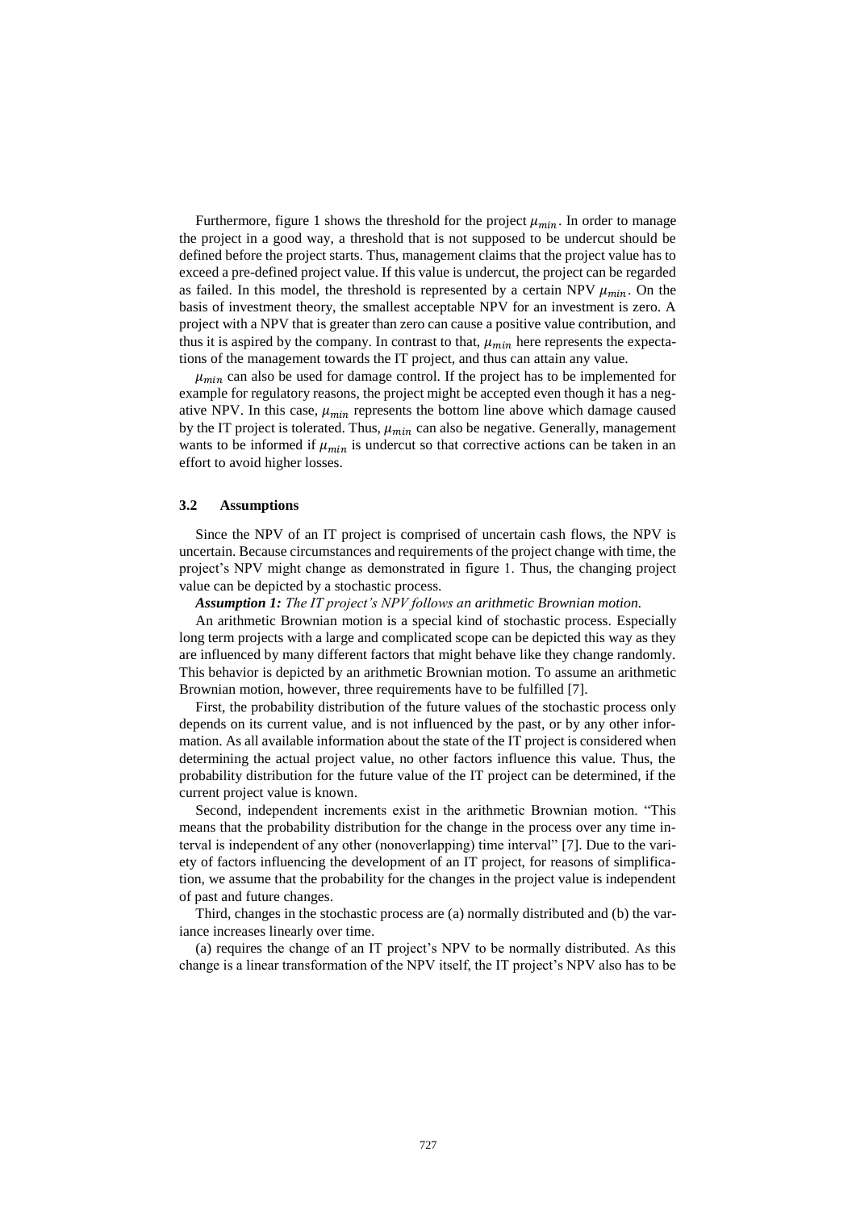Furthermore, figure 1 shows the threshold for the project $\mu_{min}$. In order to manage the project in a good way, a threshold that is not supposed to be undercut should be defined before the project starts. Thus, management claims that the project value has to exceed a pre-defined project value. If this value is undercut, the project can be regarded as failed. In this model, the threshold is represented by a certain NPV $\mu_{min}$. On the basis of investment theory, the smallest acceptable NPV for an investment is zero. A project with a NPV that is greater than zero can cause a positive value contribution, and thus it is aspired by the company. In contrast to that, $\mu_{min}$ here represents the expectations of the management towards the IT project, and thus can attain any value.

$\mu_{min}$ can also be used for damage control. If the project has to be implemented for example for regulatory reasons, the project might be accepted even though it has a negative NPV. In this case, $\mu_{min}$ represents the bottom line above which damage caused by the IT project is tolerated. Thus, $\mu_{min}$ can also be negative. Generally, management wants to be informed if $\mu_{min}$ is undercut so that corrective actions can be taken in an effort to avoid higher losses.

### 3.2 Assumptions

Since the NPV of an IT project is comprised of uncertain cash flows, the NPV is uncertain. Because circumstances and requirements of the project change with time, the project's NPV might change as demonstrated in figure 1. Thus, the changing project value can be depicted by a stochastic process.

***Assumption 1:*** *The IT project's NPV follows an arithmetic Brownian motion.*

An arithmetic Brownian motion is a special kind of stochastic process. Especially long term projects with a large and complicated scope can be depicted this way as they are influenced by many different factors that might behave like they change randomly. This behavior is depicted by an arithmetic Brownian motion. To assume an arithmetic Brownian motion, however, three requirements have to be fulfilled [7].

First, the probability distribution of the future values of the stochastic process only depends on its current value, and is not influenced by the past, or by any other information. As all available information about the state of the IT project is considered when determining the actual project value, no other factors influence this value. Thus, the probability distribution for the future value of the IT project can be determined, if the current project value is known.

Second, independent increments exist in the arithmetic Brownian motion. "This means that the probability distribution for the change in the process over any time interval is independent of any other (nonoverlapping) time interval" [7]. Due to the variety of factors influencing the development of an IT project, for reasons of simplification, we assume that the probability for the changes in the project value is independent of past and future changes.

Third, changes in the stochastic process are (a) normally distributed and (b) the variance increases linearly over time.

(a) requires the change of an IT project's NPV to be normally distributed. As this change is a linear transformation of the NPV itself, the IT project's NPV also has to be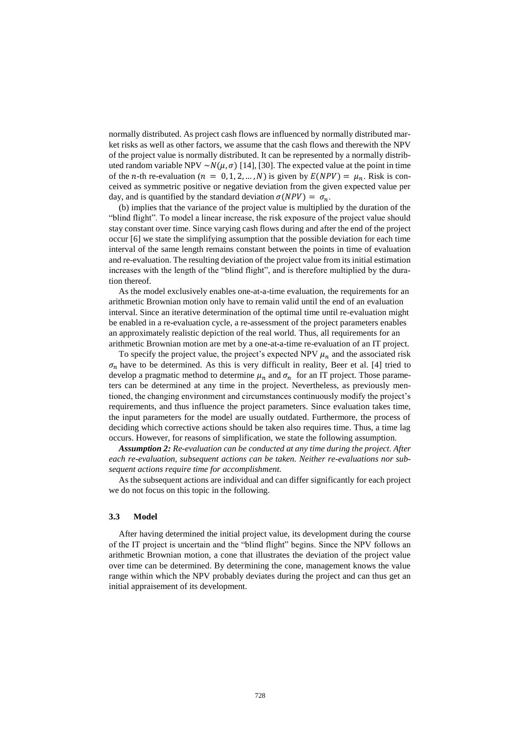normally distributed. As project cash flows are influenced by normally distributed market risks as well as other factors, we assume that the cash flows and therewith the NPV of the project value is normally distributed. It can be represented by a normally distributed random variable NPV $\sim N(\mu, \sigma)$ [14], [30]. The expected value at the point in time of the $n$-th re-evaluation ($n = 0, 1, 2, \ldots, N$) is given by $E(NPV) = \mu_n$. Risk is conceived as symmetric positive or negative deviation from the given expected value per day, and is quantified by the standard deviation $\sigma(NPV) = \sigma_n$.

(b) implies that the variance of the project value is multiplied by the duration of the "blind flight". To model a linear increase, the risk exposure of the project value should stay constant over time. Since varying cash flows during and after the end of the project occur [6] we state the simplifying assumption that the possible deviation for each time interval of the same length remains constant between the points in time of evaluation and re-evaluation. The resulting deviation of the project value from its initial estimation increases with the length of the "blind flight", and is therefore multiplied by the duration thereof.

As the model exclusively enables one-at-a-time evaluation, the requirements for an arithmetic Brownian motion only have to remain valid until the end of an evaluation interval. Since an iterative determination of the optimal time until re-evaluation might be enabled in a re-evaluation cycle, a re-assessment of the project parameters enables an approximately realistic depiction of the real world. Thus, all requirements for an arithmetic Brownian motion are met by a one-at-a-time re-evaluation of an IT project.

To specify the project value, the project's expected NPV $\mu_n$ and the associated risk $\sigma_n$ have to be determined. As this is very difficult in reality, Beer et al. [4] tried to develop a pragmatic method to determine $\mu_n$ and $\sigma_n$ for an IT project. Those parameters can be determined at any time in the project. Nevertheless, as previously mentioned, the changing environment and circumstances continuously modify the project's requirements, and thus influence the project parameters. Since evaluation takes time, the input parameters for the model are usually outdated. Furthermore, the process of deciding which corrective actions should be taken also requires time. Thus, a time lag occurs. However, for reasons of simplification, we state the following assumption.

***Assumption 2:*** *Re-evaluation can be conducted at any time during the project. After each re-evaluation, subsequent actions can be taken. Neither re-evaluations nor subsequent actions require time for accomplishment.*

As the subsequent actions are individual and can differ significantly for each project we do not focus on this topic in the following.

### 3.3 Model

After having determined the initial project value, its development during the course of the IT project is uncertain and the "blind flight" begins. Since the NPV follows an arithmetic Brownian motion, a cone that illustrates the deviation of the project value over time can be determined. By determining the cone, management knows the value range within which the NPV probably deviates during the project and can thus get an initial appraisement of its development.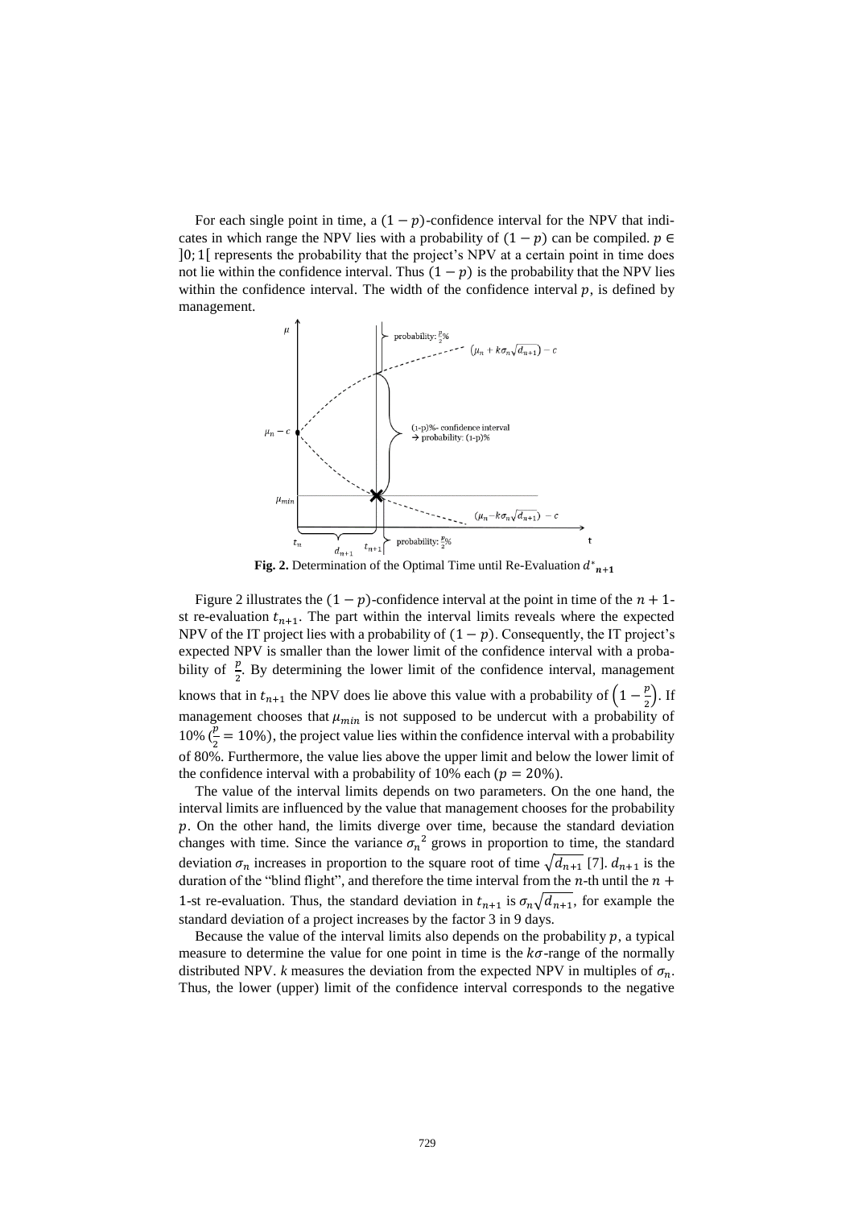For each single point in time, a $(1-p)$-confidence interval for the NPV that indicates in which range the NPV lies with a probability of $(1-p)$ can be compiled. $p \in ]0;1[$ represents the probability that the project's NPV at a certain point in time does not lie within the confidence interval. Thus $(1-p)$ is the probability that the NPV lies within the confidence interval. The width of the confidence interval $p$, is defined by management.

**Fig. 2.** Determination of the Optimal Time until Re-Evaluation $d^*_{n+1}$

Figure 2 illustrates the $(1-p)$-confidence interval at the point in time of the $n+1$-st re-evaluation $t_{n+1}$. The part within the interval limits reveals where the expected NPV of the IT project lies with a probability of $(1-p)$. Consequently, the IT project's expected NPV is smaller than the lower limit of the confidence interval with a probability of $\frac{p}{2}$. By determining the lower limit of the confidence interval, management knows that in $t_{n+1}$ the NPV does lie above this value with a probability of $\left(1-\frac{p}{2}\right)$. If management chooses that $\mu_{min}$ is not supposed to be undercut with a probability of 10% ($\frac{p}{2} = 10\%$), the project value lies within the confidence interval with a probability of 80%. Furthermore, the value lies above the upper limit and below the lower limit of the confidence interval with a probability of 10% each ($p = 20\%$).

The value of the interval limits depends on two parameters. On the one hand, the interval limits are influenced by the value that management chooses for the probability $p$. On the other hand, the limits diverge over time, because the standard deviation changes with time. Since the variance ${\sigma_n}^2$ grows in proportion to time, the standard deviation $\sigma_n$ increases in proportion to the square root of time $\sqrt{d_{n+1}}$ [7]. $d_{n+1}$ is the duration of the "blind flight", and therefore the time interval from the $n$-th until the $n+1$-st re-evaluation. Thus, the standard deviation in $t_{n+1}$ is $\sigma_n\sqrt{d_{n+1}}$, for example the standard deviation of a project increases by the factor 3 in 9 days.

Because the value of the interval limits also depends on the probability $p$, a typical measure to determine the value for one point in time is the $k\sigma$-range of the normally distributed NPV. $k$ measures the deviation from the expected NPV in multiples of $\sigma_n$. Thus, the lower (upper) limit of the confidence interval corresponds to the negative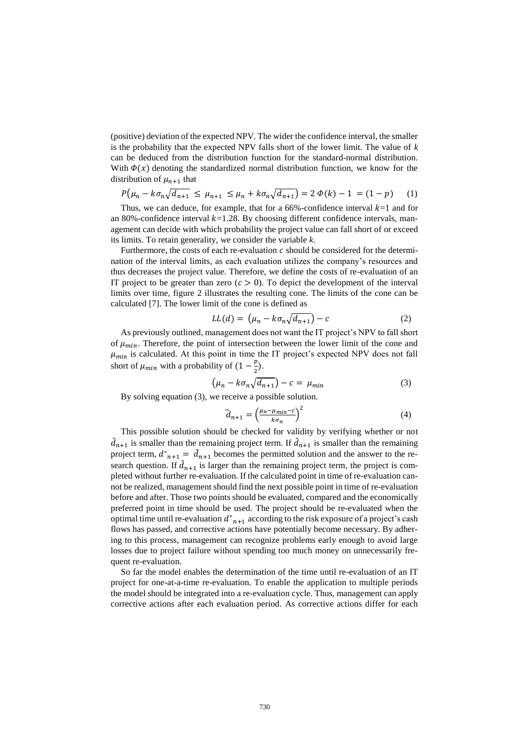(positive) deviation of the expected NPV. The wider the confidence interval, the smaller is the probability that the expected NPV falls short of the lower limit. The value of $k$ can be deduced from the distribution function for the standard-normal distribution. With $\Phi(x)$ denoting the standardized normal distribution function, we know for the distribution of $\mu_{n+1}$ that

$$P\left(\mu_n - k\sigma_n\sqrt{d_{n+1}} \leq \mu_{n+1} \leq \mu_n + k\sigma_n\sqrt{d_{n+1}}\right) = 2\,\Phi(k) - 1 = (1-p) \qquad (1)$$

Thus, we can deduce, for example, that for a 66%-confidence interval $k$=1 and for an 80%-confidence interval $k$=1.28. By choosing different confidence intervals, management can decide with which probability the project value can fall short of or exceed its limits. To retain generality, we consider the variable $k$.

Furthermore, the costs of each re-evaluation $c$ should be considered for the determination of the interval limits, as each evaluation utilizes the company's resources and thus decreases the project value. Therefore, we define the costs of re-evaluation of an IT project to be greater than zero ($c > 0$). To depict the development of the interval limits over time, figure 2 illustrates the resulting cone. The limits of the cone can be calculated [7]. The lower limit of the cone is defined as

$$LL(d) = \left(\mu_n - k\sigma_n\sqrt{d_{n+1}}\right) - c \qquad (2)$$

As previously outlined, management does not want the IT project's NPV to fall short of $\mu_{min}$. Therefore, the point of intersection between the lower limit of the cone and $\mu_{min}$ is calculated. At this point in time the IT project's expected NPV does not fall short of $\mu_{min}$ with a probability of $(1 - \frac{p}{2})$.

$$\left(\mu_n - k\sigma_n\sqrt{d_{n+1}}\right) - c = \mu_{min} \qquad (3)$$

By solving equation (3), we receive a possible solution.

$$\hat{d}_{n+1} = \left(\frac{\mu_n - \mu_{min} - c}{k\sigma_n}\right)^2 \qquad (4)$$

This possible solution should be checked for validity by verifying whether or not $\hat{d}_{n+1}$ is smaller than the remaining project term. If $\hat{d}_{n+1}$ is smaller than the remaining project term, $d^*_{n+1} = \hat{d}_{n+1}$ becomes the permitted solution and the answer to the research question. If $\hat{d}_{n+1}$ is larger than the remaining project term, the project is completed without further re-evaluation. If the calculated point in time of re-evaluation cannot be realized, management should find the next possible point in time of re-evaluation before and after. Those two points should be evaluated, compared and the economically preferred point in time should be used. The project should be re-evaluated when the optimal time until re-evaluation $d^*_{n+1}$ according to the risk exposure of a project's cash flows has passed, and corrective actions have potentially become necessary. By adhering to this process, management can recognize problems early enough to avoid large losses due to project failure without spending too much money on unnecessarily frequent re-evaluation.

So far the model enables the determination of the time until re-evaluation of an IT project for one-at-a-time re-evaluation. To enable the application to multiple periods the model should be integrated into a re-evaluation cycle. Thus, management can apply corrective actions after each evaluation period. As corrective actions differ for each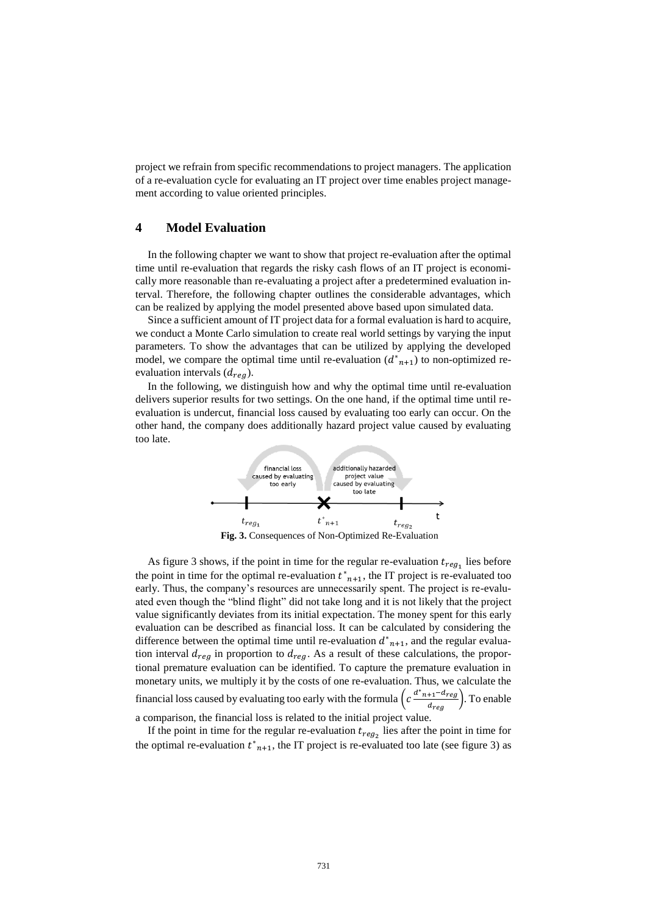project we refrain from specific recommendations to project managers. The application of a re-evaluation cycle for evaluating an IT project over time enables project management according to value oriented principles.

## 4 Model Evaluation

In the following chapter we want to show that project re-evaluation after the optimal time until re-evaluation that regards the risky cash flows of an IT project is economically more reasonable than re-evaluating a project after a predetermined evaluation interval. Therefore, the following chapter outlines the considerable advantages, which can be realized by applying the model presented above based upon simulated data.

Since a sufficient amount of IT project data for a formal evaluation is hard to acquire, we conduct a Monte Carlo simulation to create real world settings by varying the input parameters. To show the advantages that can be utilized by applying the developed model, we compare the optimal time until re-evaluation ($d^*_{n+1}$) to non-optimized re-evaluation intervals ($d_{reg}$).

In the following, we distinguish how and why the optimal time until re-evaluation delivers superior results for two settings. On the one hand, if the optimal time until re-evaluation is undercut, financial loss caused by evaluating too early can occur. On the other hand, the company does additionally hazard project value caused by evaluating too late.

financial loss caused by evaluating too early | additionally hazarded project value caused by evaluating too late

$t_{reg_1}$ $t^*_{n+1}$ $t_{reg_2}$ t

**Fig. 3.** Consequences of Non-Optimized Re-Evaluation

As figure 3 shows, if the point in time for the regular re-evaluation $t_{reg_1}$ lies before the point in time for the optimal re-evaluation $t^*_{n+1}$, the IT project is re-evaluated too early. Thus, the company's resources are unnecessarily spent. The project is re-evaluated even though the "blind flight" did not take long and it is not likely that the project value significantly deviates from its initial expectation. The money spent for this early evaluation can be described as financial loss. It can be calculated by considering the difference between the optimal time until re-evaluation $d^*_{n+1}$, and the regular evaluation interval $d_{reg}$ in proportion to $d_{reg}$. As a result of these calculations, the proportional premature evaluation can be identified. To capture the premature evaluation in monetary units, we multiply it by the costs of one re-evaluation. Thus, we calculate the financial loss caused by evaluating too early with the formula $\left(c\,\frac{d^*_{n+1}-d_{reg}}{d_{reg}}\right)$. To enable a comparison, the financial loss is related to the initial project value.

If the point in time for the regular re-evaluation $t_{reg_2}$ lies after the point in time for the optimal re-evaluation $t^*_{n+1}$, the IT project is re-evaluated too late (see figure 3) as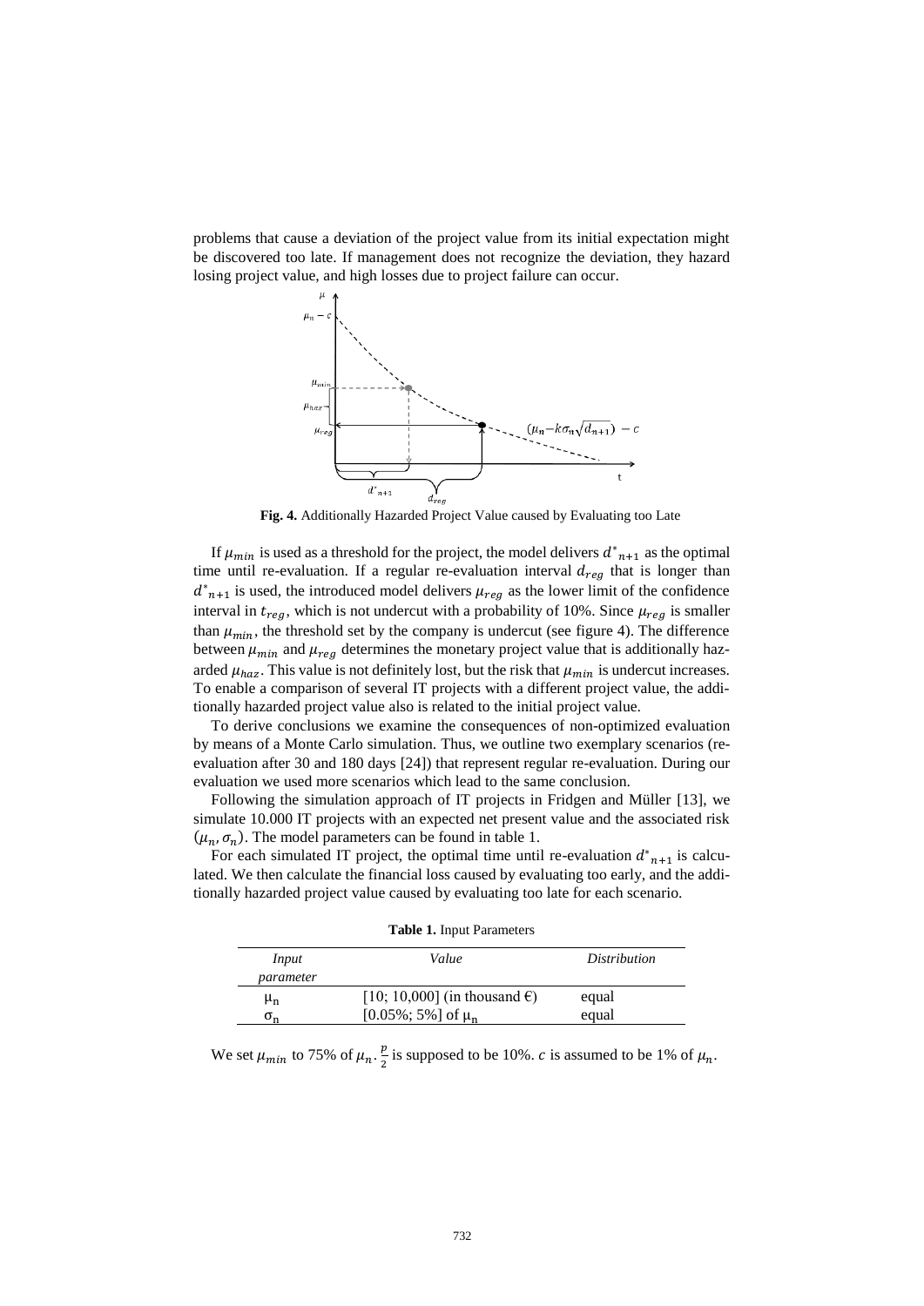problems that cause a deviation of the project value from its initial expectation might be discovered too late. If management does not recognize the deviation, they hazard losing project value, and high losses due to project failure can occur.

**Fig. 4.** Additionally Hazarded Project Value caused by Evaluating too Late

If $\mu_{min}$ is used as a threshold for the project, the model delivers $d^*_{n+1}$ as the optimal time until re-evaluation. If a regular re-evaluation interval $d_{reg}$ that is longer than $d^*_{n+1}$ is used, the introduced model delivers $\mu_{reg}$ as the lower limit of the confidence interval in $t_{reg}$, which is not undercut with a probability of 10%. Since $\mu_{reg}$ is smaller than $\mu_{min}$, the threshold set by the company is undercut (see figure 4). The difference between $\mu_{min}$ and $\mu_{reg}$ determines the monetary project value that is additionally hazarded $\mu_{haz}$. This value is not definitely lost, but the risk that $\mu_{min}$ is undercut increases. To enable a comparison of several IT projects with a different project value, the additionally hazarded project value also is related to the initial project value.

To derive conclusions we examine the consequences of non-optimized evaluation by means of a Monte Carlo simulation. Thus, we outline two exemplary scenarios (re-evaluation after 30 and 180 days [24]) that represent regular re-evaluation. During our evaluation we used more scenarios which lead to the same conclusion.

Following the simulation approach of IT projects in Fridgen and Müller [13], we simulate 10.000 IT projects with an expected net present value and the associated risk $(\mu_n, \sigma_n)$. The model parameters can be found in table 1.

For each simulated IT project, the optimal time until re-evaluation $d^*_{n+1}$ is calculated. We then calculate the financial loss caused by evaluating too early, and the additionally hazarded project value caused by evaluating too late for each scenario.

**Table 1.** Input Parameters

| *Input parameter* | *Value* | *Distribution* |
|---|---|---|
| $\mu_n$ | [10; 10,000] (in thousand €) | equal |
| $\sigma_n$ | [0.05%; 5%] of $\mu_n$ | equal |

We set $\mu_{min}$ to 75% of $\mu_n$. $\frac{p}{2}$ is supposed to be 10%. $c$ is assumed to be 1% of $\mu_n$.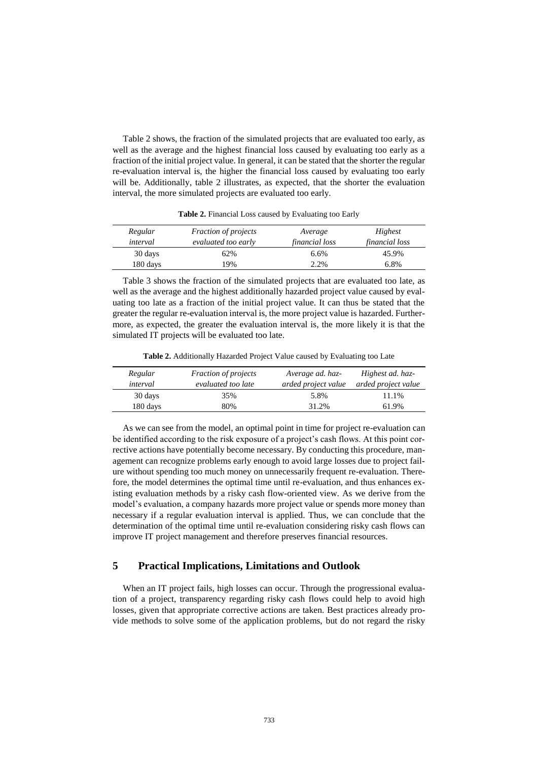Table 2 shows, the fraction of the simulated projects that are evaluated too early, as well as the average and the highest financial loss caused by evaluating too early as a fraction of the initial project value. In general, it can be stated that the shorter the regular re-evaluation interval is, the higher the financial loss caused by evaluating too early will be. Additionally, table 2 illustrates, as expected, that the shorter the evaluation interval, the more simulated projects are evaluated too early.

**Table 2.** Financial Loss caused by Evaluating too Early

| *Regular interval* | *Fraction of projects evaluated too early* | *Average financial loss* | *Highest financial loss* |
|---|---|---|---|
| 30 days | 62% | 6.6% | 45.9% |
| 180 days | 19% | 2.2% | 6.8% |

Table 3 shows the fraction of the simulated projects that are evaluated too late, as well as the average and the highest additionally hazarded project value caused by evaluating too late as a fraction of the initial project value. It can thus be stated that the greater the regular re-evaluation interval is, the more project value is hazarded. Furthermore, as expected, the greater the evaluation interval is, the more likely it is that the simulated IT projects will be evaluated too late.

**Table 2.** Additionally Hazarded Project Value caused by Evaluating too Late

| *Regular interval* | *Fraction of projects evaluated too late* | *Average ad. hazarded project value* | *Highest ad. hazarded project value* |
|---|---|---|---|
| 30 days | 35% | 5.8% | 11.1% |
| 180 days | 80% | 31.2% | 61.9% |

As we can see from the model, an optimal point in time for project re-evaluation can be identified according to the risk exposure of a project's cash flows. At this point corrective actions have potentially become necessary. By conducting this procedure, management can recognize problems early enough to avoid large losses due to project failure without spending too much money on unnecessarily frequent re-evaluation. Therefore, the model determines the optimal time until re-evaluation, and thus enhances existing evaluation methods by a risky cash flow-oriented view. As we derive from the model's evaluation, a company hazards more project value or spends more money than necessary if a regular evaluation interval is applied. Thus, we can conclude that the determination of the optimal time until re-evaluation considering risky cash flows can improve IT project management and therefore preserves financial resources.

## 5 Practical Implications, Limitations and Outlook

When an IT project fails, high losses can occur. Through the progressional evaluation of a project, transparency regarding risky cash flows could help to avoid high losses, given that appropriate corrective actions are taken. Best practices already provide methods to solve some of the application problems, but do not regard the risky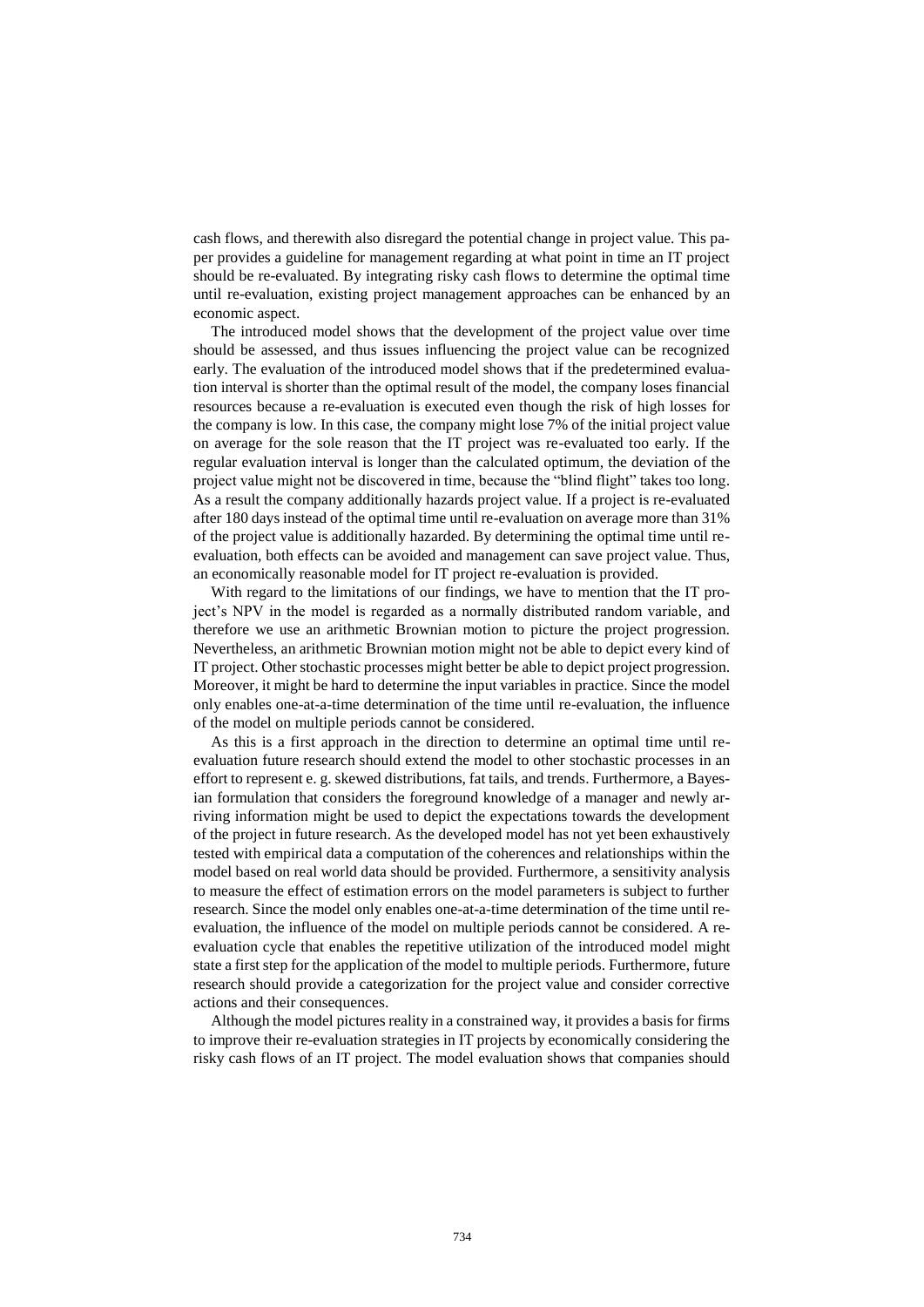cash flows, and therewith also disregard the potential change in project value. This paper provides a guideline for management regarding at what point in time an IT project should be re-evaluated. By integrating risky cash flows to determine the optimal time until re-evaluation, existing project management approaches can be enhanced by an economic aspect.

The introduced model shows that the development of the project value over time should be assessed, and thus issues influencing the project value can be recognized early. The evaluation of the introduced model shows that if the predetermined evaluation interval is shorter than the optimal result of the model, the company loses financial resources because a re-evaluation is executed even though the risk of high losses for the company is low. In this case, the company might lose 7% of the initial project value on average for the sole reason that the IT project was re-evaluated too early. If the regular evaluation interval is longer than the calculated optimum, the deviation of the project value might not be discovered in time, because the "blind flight" takes too long. As a result the company additionally hazards project value. If a project is re-evaluated after 180 days instead of the optimal time until re-evaluation on average more than 31% of the project value is additionally hazarded. By determining the optimal time until re-evaluation, both effects can be avoided and management can save project value. Thus, an economically reasonable model for IT project re-evaluation is provided.

With regard to the limitations of our findings, we have to mention that the IT project's NPV in the model is regarded as a normally distributed random variable, and therefore we use an arithmetic Brownian motion to picture the project progression. Nevertheless, an arithmetic Brownian motion might not be able to depict every kind of IT project. Other stochastic processes might better be able to depict project progression. Moreover, it might be hard to determine the input variables in practice. Since the model only enables one-at-a-time determination of the time until re-evaluation, the influence of the model on multiple periods cannot be considered.

As this is a first approach in the direction to determine an optimal time until re-evaluation future research should extend the model to other stochastic processes in an effort to represent e. g. skewed distributions, fat tails, and trends. Furthermore, a Bayesian formulation that considers the foreground knowledge of a manager and newly arriving information might be used to depict the expectations towards the development of the project in future research. As the developed model has not yet been exhaustively tested with empirical data a computation of the coherences and relationships within the model based on real world data should be provided. Furthermore, a sensitivity analysis to measure the effect of estimation errors on the model parameters is subject to further research. Since the model only enables one-at-a-time determination of the time until re-evaluation, the influence of the model on multiple periods cannot be considered. A re-evaluation cycle that enables the repetitive utilization of the introduced model might state a first step for the application of the model to multiple periods. Furthermore, future research should provide a categorization for the project value and consider corrective actions and their consequences.

Although the model pictures reality in a constrained way, it provides a basis for firms to improve their re-evaluation strategies in IT projects by economically considering the risky cash flows of an IT project. The model evaluation shows that companies should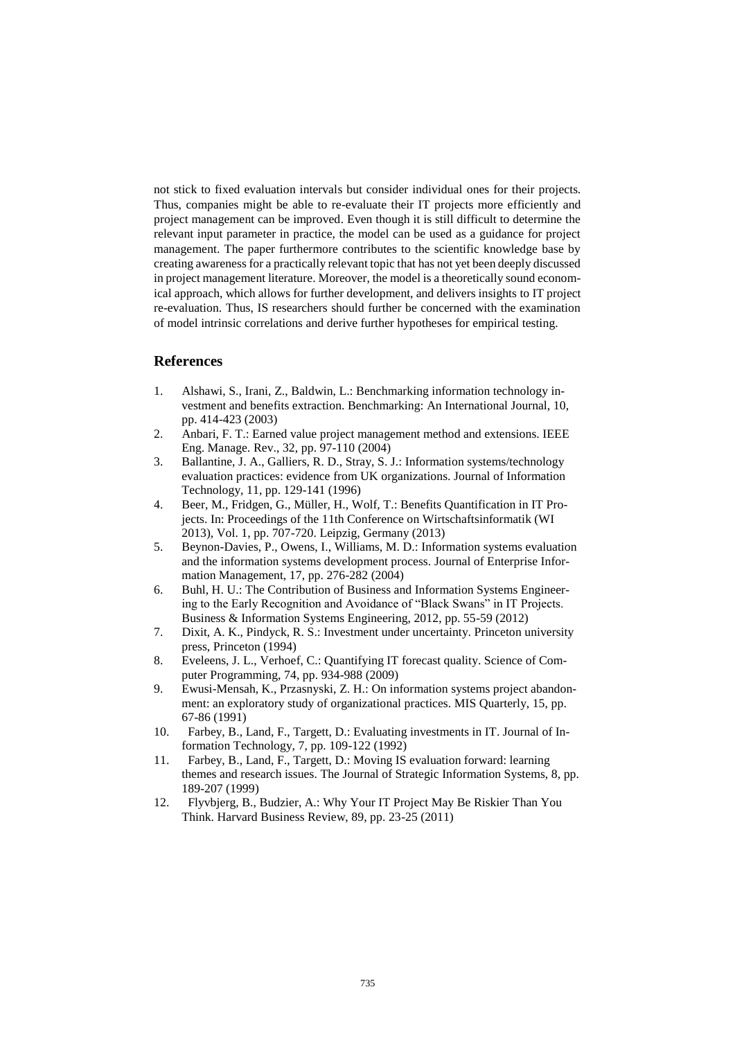not stick to fixed evaluation intervals but consider individual ones for their projects. Thus, companies might be able to re-evaluate their IT projects more efficiently and project management can be improved. Even though it is still difficult to determine the relevant input parameter in practice, the model can be used as a guidance for project management. The paper furthermore contributes to the scientific knowledge base by creating awareness for a practically relevant topic that has not yet been deeply discussed in project management literature. Moreover, the model is a theoretically sound economical approach, which allows for further development, and delivers insights to IT project re-evaluation. Thus, IS researchers should further be concerned with the examination of model intrinsic correlations and derive further hypotheses for empirical testing.

## References

1. Alshawi, S., Irani, Z., Baldwin, L.: Benchmarking information technology investment and benefits extraction. Benchmarking: An International Journal, 10, pp. 414-423 (2003)
2. Anbari, F. T.: Earned value project management method and extensions. IEEE Eng. Manage. Rev., 32, pp. 97-110 (2004)
3. Ballantine, J. A., Galliers, R. D., Stray, S. J.: Information systems/technology evaluation practices: evidence from UK organizations. Journal of Information Technology, 11, pp. 129-141 (1996)
4. Beer, M., Fridgen, G., Müller, H., Wolf, T.: Benefits Quantification in IT Projects. In: Proceedings of the 11th Conference on Wirtschaftsinformatik (WI 2013), Vol. 1, pp. 707-720. Leipzig, Germany (2013)
5. Beynon-Davies, P., Owens, I., Williams, M. D.: Information systems evaluation and the information systems development process. Journal of Enterprise Information Management, 17, pp. 276-282 (2004)
6. Buhl, H. U.: The Contribution of Business and Information Systems Engineering to the Early Recognition and Avoidance of "Black Swans" in IT Projects. Business & Information Systems Engineering, 2012, pp. 55-59 (2012)
7. Dixit, A. K., Pindyck, R. S.: Investment under uncertainty. Princeton university press, Princeton (1994)
8. Eveleens, J. L., Verhoef, C.: Quantifying IT forecast quality. Science of Computer Programming, 74, pp. 934-988 (2009)
9. Ewusi-Mensah, K., Przasnyski, Z. H.: On information systems project abandonment: an exploratory study of organizational practices. MIS Quarterly, 15, pp. 67-86 (1991)
10. Farbey, B., Land, F., Targett, D.: Evaluating investments in IT. Journal of Information Technology, 7, pp. 109-122 (1992)
11. Farbey, B., Land, F., Targett, D.: Moving IS evaluation forward: learning themes and research issues. The Journal of Strategic Information Systems, 8, pp. 189-207 (1999)
12. Flyvbjerg, B., Budzier, A.: Why Your IT Project May Be Riskier Than You Think. Harvard Business Review, 89, pp. 23-25 (2011)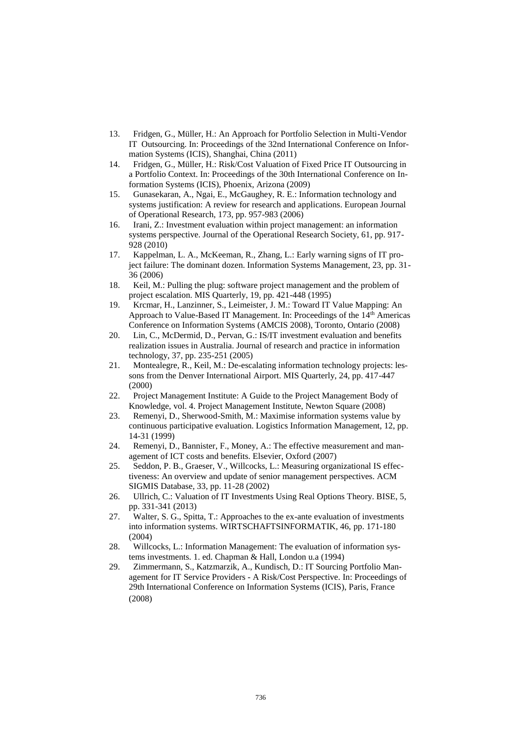13. Fridgen, G., Müller, H.: An Approach for Portfolio Selection in Multi-Vendor IT Outsourcing. In: Proceedings of the 32nd International Conference on Information Systems (ICIS), Shanghai, China (2011)
14. Fridgen, G., Müller, H.: Risk/Cost Valuation of Fixed Price IT Outsourcing in a Portfolio Context. In: Proceedings of the 30th International Conference on Information Systems (ICIS), Phoenix, Arizona (2009)
15. Gunasekaran, A., Ngai, E., McGaughey, R. E.: Information technology and systems justification: A review for research and applications. European Journal of Operational Research, 173, pp. 957-983 (2006)
16. Irani, Z.: Investment evaluation within project management: an information systems perspective. Journal of the Operational Research Society, 61, pp. 917-928 (2010)
17. Kappelman, L. A., McKeeman, R., Zhang, L.: Early warning signs of IT project failure: The dominant dozen. Information Systems Management, 23, pp. 31-36 (2006)
18. Keil, M.: Pulling the plug: software project management and the problem of project escalation. MIS Quarterly, 19, pp. 421-448 (1995)
19. Krcmar, H., Lanzinner, S., Leimeister, J. M.: Toward IT Value Mapping: An Approach to Value-Based IT Management. In: Proceedings of the 14th Americas Conference on Information Systems (AMCIS 2008), Toronto, Ontario (2008)
20. Lin, C., McDermid, D., Pervan, G.: IS/IT investment evaluation and benefits realization issues in Australia. Journal of research and practice in information technology, 37, pp. 235-251 (2005)
21. Montealegre, R., Keil, M.: De-escalating information technology projects: lessons from the Denver International Airport. MIS Quarterly, 24, pp. 417-447 (2000)
22. Project Management Institute: A Guide to the Project Management Body of Knowledge, vol. 4. Project Management Institute, Newton Square (2008)
23. Remenyi, D., Sherwood-Smith, M.: Maximise information systems value by continuous participative evaluation. Logistics Information Management, 12, pp. 14-31 (1999)
24. Remenyi, D., Bannister, F., Money, A.: The effective measurement and management of ICT costs and benefits. Elsevier, Oxford (2007)
25. Seddon, P. B., Graeser, V., Willcocks, L.: Measuring organizational IS effectiveness: An overview and update of senior management perspectives. ACM SIGMIS Database, 33, pp. 11-28 (2002)
26. Ullrich, C.: Valuation of IT Investments Using Real Options Theory. BISE, 5, pp. 331-341 (2013)
27. Walter, S. G., Spitta, T.: Approaches to the ex-ante evaluation of investments into information systems. WIRTSCHAFTSINFORMATIK, 46, pp. 171-180 (2004)
28. Willcocks, L.: Information Management: The evaluation of information systems investments. 1. ed. Chapman & Hall, London u.a (1994)
29. Zimmermann, S., Katzmarzik, A., Kundisch, D.: IT Sourcing Portfolio Management for IT Service Providers - A Risk/Cost Perspective. In: Proceedings of 29th International Conference on Information Systems (ICIS), Paris, France (2008)